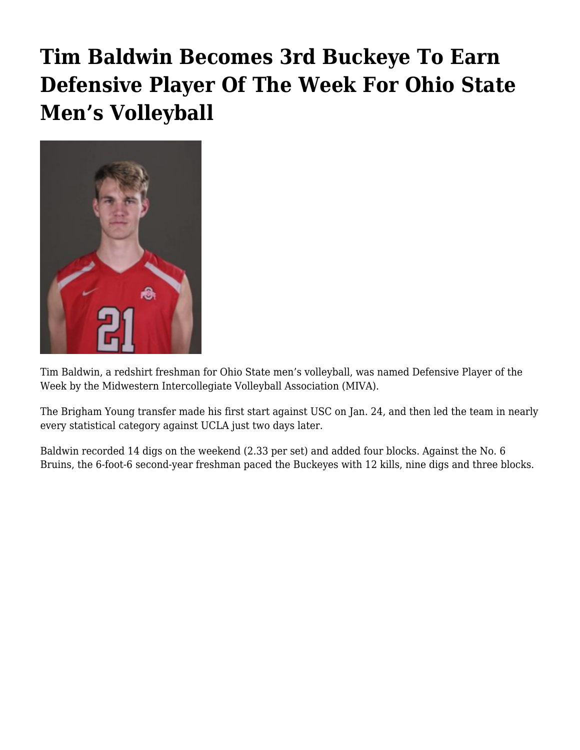# Tim Baldwin Becomes 3rd Buckeye To Earn Defensive Player Of The Week For Ohio State Men's Volleyball

Tim Baldwin, a redshirt freshman for Ohio State men's volleyball, was named Defensive Player of the Week by the Midwestern Intercollegiate Volleyball Association (MIVA).

The Brigham Young transfer made his first start against USC on Jan. 24, and then led the team in nearly every statistical category against UCLA just two days later.

Baldwin recorded 14 digs on the weekend (2.33 per set) and added four blocks. Against the No. 6 Bruins, the 6-foot-6 second-year freshman paced the Buckeyes with 12 kills, nine digs and three blocks.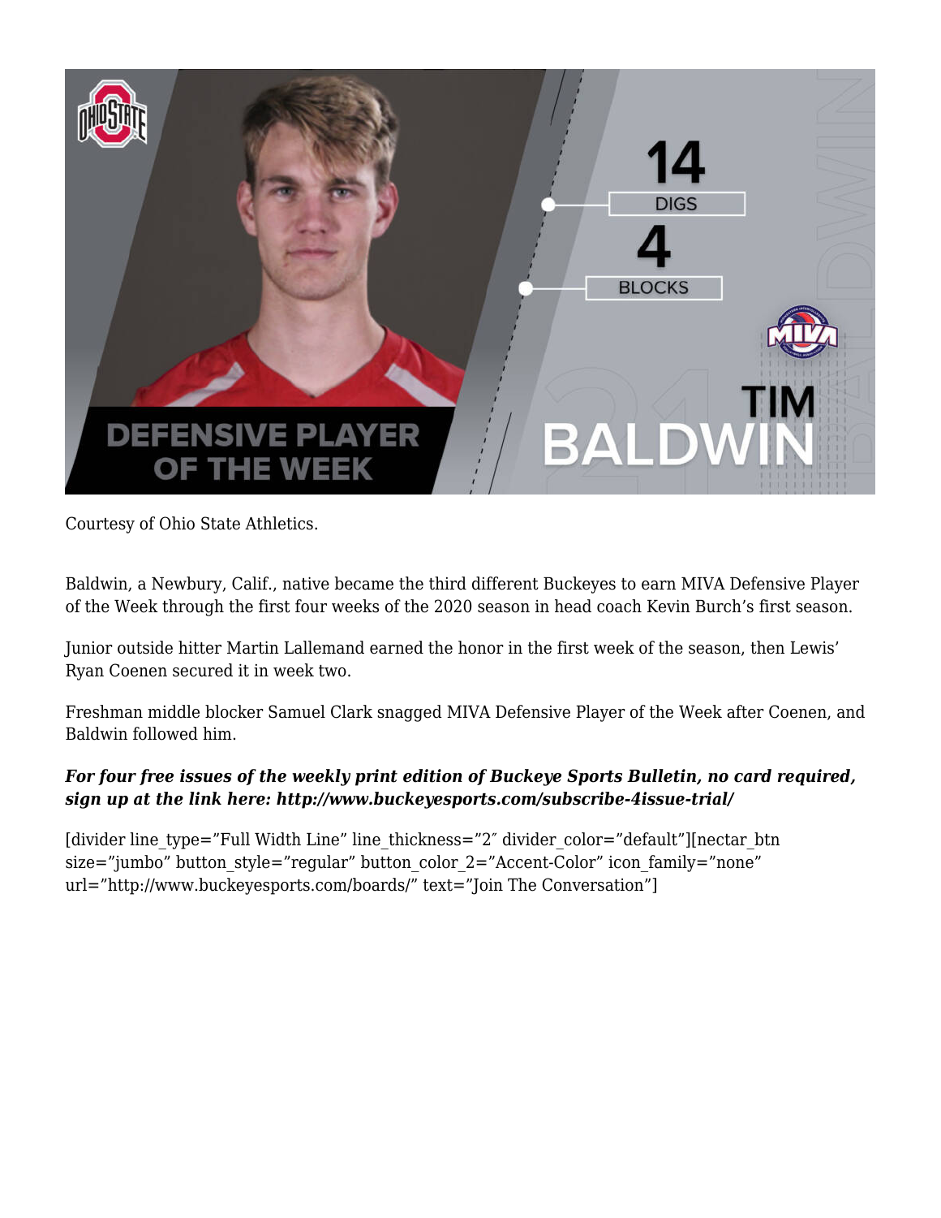Courtesy of Ohio State Athletics.

Baldwin, a Newbury, Calif., native became the third different Buckeyes to earn MIVA Defensive Player of the Week through the first four weeks of the 2020 season in head coach Kevin Burch's first season.

Junior outside hitter Martin Lallemand earned the honor in the first week of the season, then Lewis' Ryan Coenen secured it in week two.

Freshman middle blocker Samuel Clark snagged MIVA Defensive Player of the Week after Coenen, and Baldwin followed him.

***For four free issues of the weekly print edition of Buckeye Sports Bulletin, no card required, sign up at the link here: http://www.buckeyesports.com/subscribe-4issue-trial/***

[divider line_type="Full Width Line" line_thickness="2″ divider_color="default"][nectar_btn size="jumbo" button_style="regular" button_color_2="Accent-Color" icon_family="none" url="http://www.buckeyesports.com/boards/" text="Join The Conversation"]